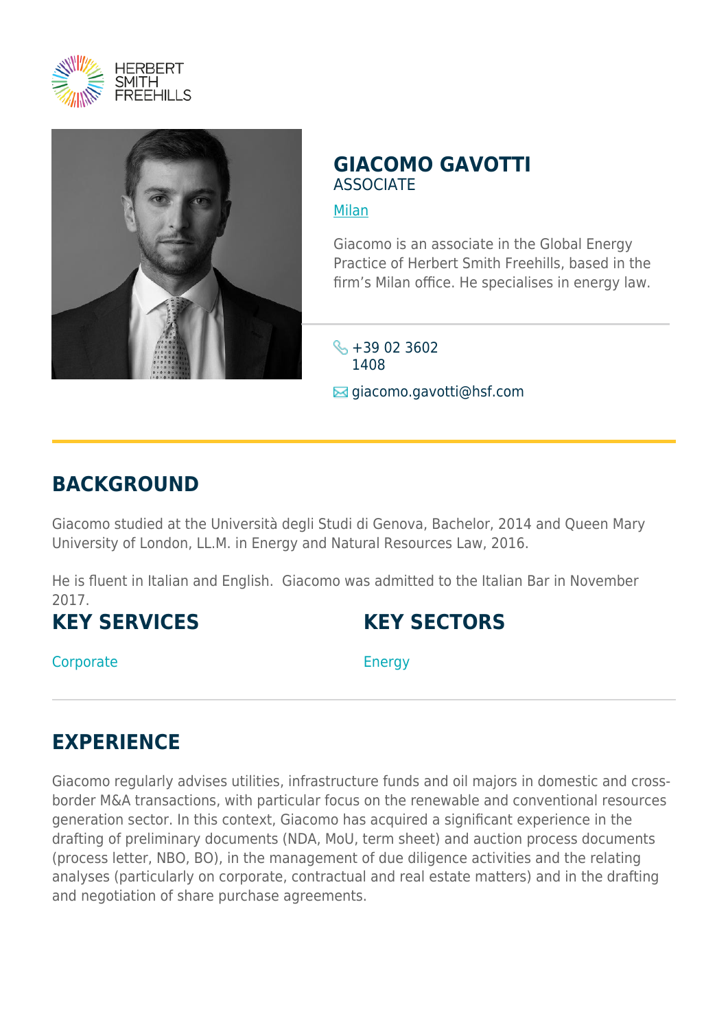# GIACOMO GAVOTTI

ASSOCIATE

Milan

Giacomo is an associate in the Global Energy Practice of Herbert Smith Freehills, based in the firm's Milan office. He specialises in energy law.

+39 02 3602 1408

giacomo.gavotti@hsf.com

## BACKGROUND

Giacomo studied at the Università degli Studi di Genova, Bachelor, 2014 and Queen Mary University of London, LL.M. in Energy and Natural Resources Law, 2016.

He is fluent in Italian and English. Giacomo was admitted to the Italian Bar in November 2017.

## KEY SERVICES

Corporate

## KEY SECTORS

Energy

## EXPERIENCE

Giacomo regularly advises utilities, infrastructure funds and oil majors in domestic and cross-border M&A transactions, with particular focus on the renewable and conventional resources generation sector. In this context, Giacomo has acquired a significant experience in the drafting of preliminary documents (NDA, MoU, term sheet) and auction process documents (process letter, NBO, BO), in the management of due diligence activities and the relating analyses (particularly on corporate, contractual and real estate matters) and in the drafting and negotiation of share purchase agreements.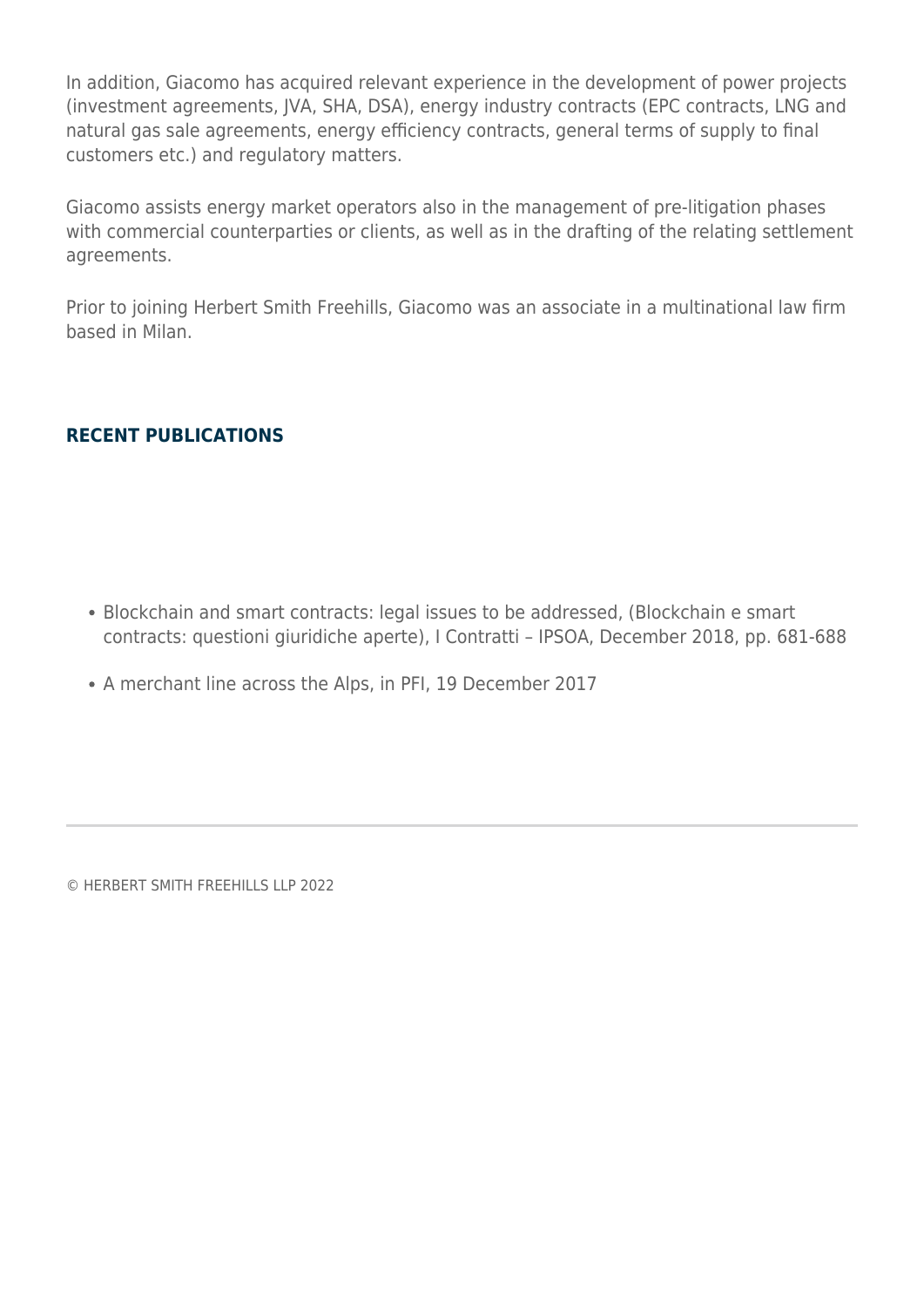In addition, Giacomo has acquired relevant experience in the development of power projects (investment agreements, JVA, SHA, DSA), energy industry contracts (EPC contracts, LNG and natural gas sale agreements, energy efficiency contracts, general terms of supply to final customers etc.) and regulatory matters.

Giacomo assists energy market operators also in the management of pre-litigation phases with commercial counterparties or clients, as well as in the drafting of the relating settlement agreements.

Prior to joining Herbert Smith Freehills, Giacomo was an associate in a multinational law firm based in Milan.

## RECENT PUBLICATIONS

- Blockchain and smart contracts: legal issues to be addressed, (Blockchain e smart contracts: questioni giuridiche aperte), I Contratti – IPSOA, December 2018, pp. 681-688
- A merchant line across the Alps, in PFI, 19 December 2017

© HERBERT SMITH FREEHILLS LLP 2022